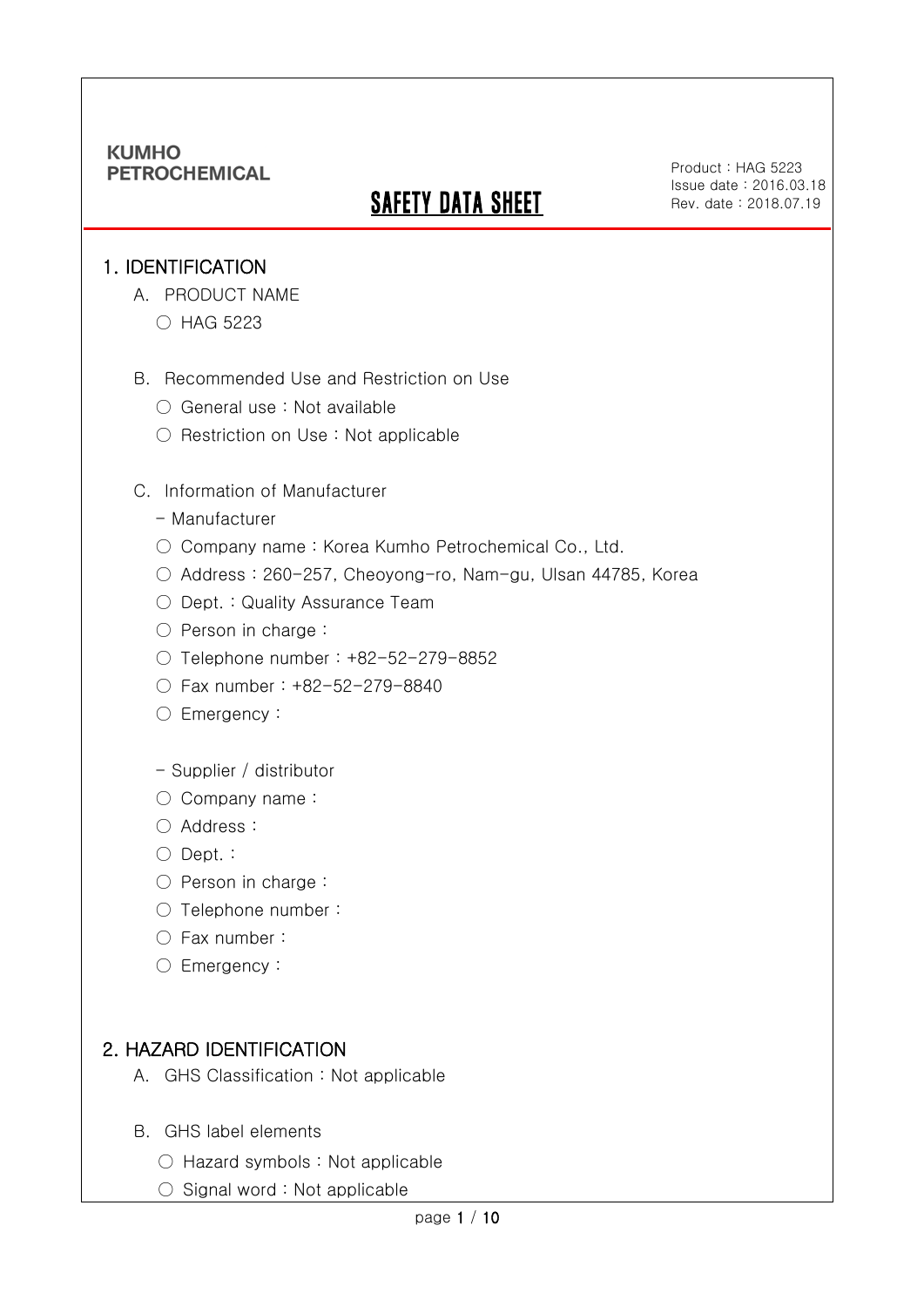KUMHO
PETROCHEMICAL

# SAFETY DATA SHEET

Product : HAG 5223
Issue date : 2016.03.18
Rev. date : 2018.07.19

## 1. IDENTIFICATION

A. PRODUCT NAME

○ HAG 5223

B. Recommended Use and Restriction on Use

○ General use : Not available

○ Restriction on Use : Not applicable

C. Information of Manufacturer

- Manufacturer

○ Company name : Korea Kumho Petrochemical Co., Ltd.

○ Address : 260-257, Cheoyong-ro, Nam-gu, Ulsan 44785, Korea

○ Dept. : Quality Assurance Team

○ Person in charge :

○ Telephone number : +82-52-279-8852

○ Fax number : +82-52-279-8840

○ Emergency :

- Supplier / distributor

○ Company name :

○ Address :

○ Dept. :

○ Person in charge :

○ Telephone number :

○ Fax number :

○ Emergency :

## 2. HAZARD IDENTIFICATION

A. GHS Classification : Not applicable

B. GHS label elements

○ Hazard symbols : Not applicable

○ Signal word : Not applicable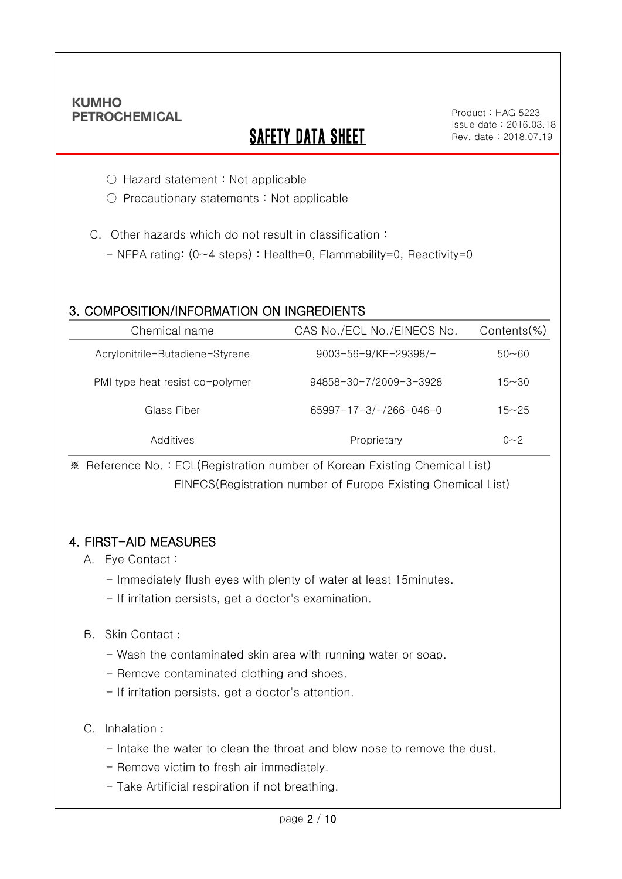○ Hazard statement : Not applicable

○ Precautionary statements : Not applicable

C. Other hazards which do not result in classification :

- NFPA rating: (0~4 steps) : Health=0, Flammability=0, Reactivity=0

## 3. COMPOSITION/INFORMATION ON INGREDIENTS

| Chemical name | CAS No./ECL No./EINECS No. | Contents(%) |
|---|---|---|
| Acrylonitrile-Butadiene-Styrene | 9003-56-9/KE-29398/- | 50~60 |
| PMI type heat resist co-polymer | 94858-30-7/2009-3-3928 | 15~30 |
| Glass Fiber | 65997-17-3/-/266-046-0 | 15~25 |
| Additives | Proprietary | 0~2 |

※ Reference No. : ECL(Registration number of Korean Existing Chemical List)
EINECS(Registration number of Europe Existing Chemical List)

## 4. FIRST-AID MEASURES

A. Eye Contact :

- Immediately flush eyes with plenty of water at least 15minutes.
- If irritation persists, get a doctor's examination.

B. Skin Contact :

- Wash the contaminated skin area with running water or soap.
- Remove contaminated clothing and shoes.
- If irritation persists, get a doctor's attention.

C. Inhalation :

- Intake the water to clean the throat and blow nose to remove the dust.
- Remove victim to fresh air immediately.
- Take Artificial respiration if not breathing.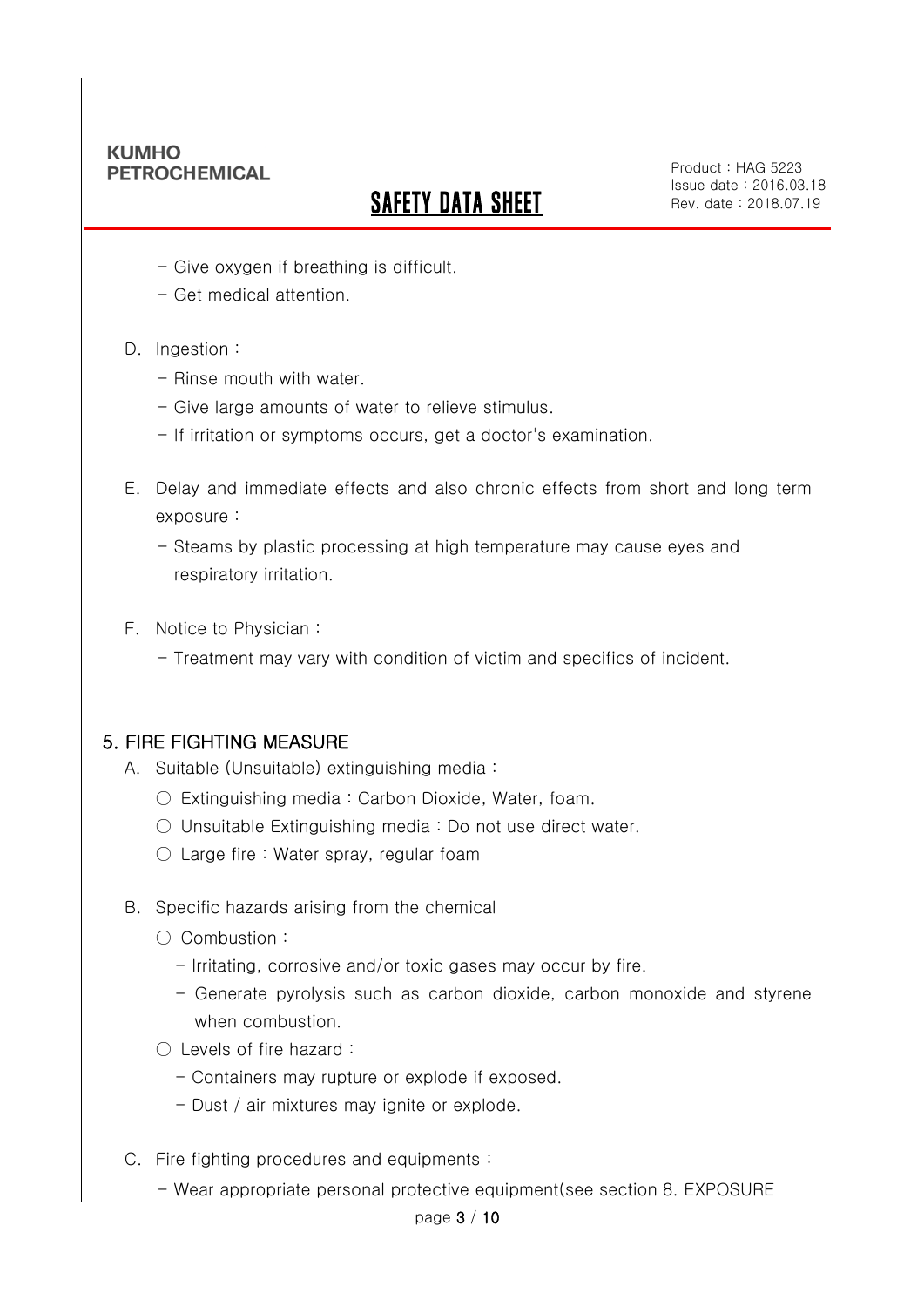- Give oxygen if breathing is difficult.
- Get medical attention.

D. Ingestion :
   - Rinse mouth with water.
   - Give large amounts of water to relieve stimulus.
   - If irritation or symptoms occurs, get a doctor's examination.

E. Delay and immediate effects and also chronic effects from short and long term exposure :
   - Steams by plastic processing at high temperature may cause eyes and respiratory irritation.

F. Notice to Physician :
   - Treatment may vary with condition of victim and specifics of incident.

## 5. FIRE FIGHTING MEASURE

A. Suitable (Unsuitable) extinguishing media :
   ○ Extinguishing media : Carbon Dioxide, Water, foam.
   ○ Unsuitable Extinguishing media : Do not use direct water.
   ○ Large fire : Water spray, regular foam

B. Specific hazards arising from the chemical
   ○ Combustion :
      - Irritating, corrosive and/or toxic gases may occur by fire.
      - Generate pyrolysis such as carbon dioxide, carbon monoxide and styrene when combustion.
   ○ Levels of fire hazard :
      - Containers may rupture or explode if exposed.
      - Dust / air mixtures may ignite or explode.

C. Fire fighting procedures and equipments :
   - Wear appropriate personal protective equipment(see section 8. EXPOSURE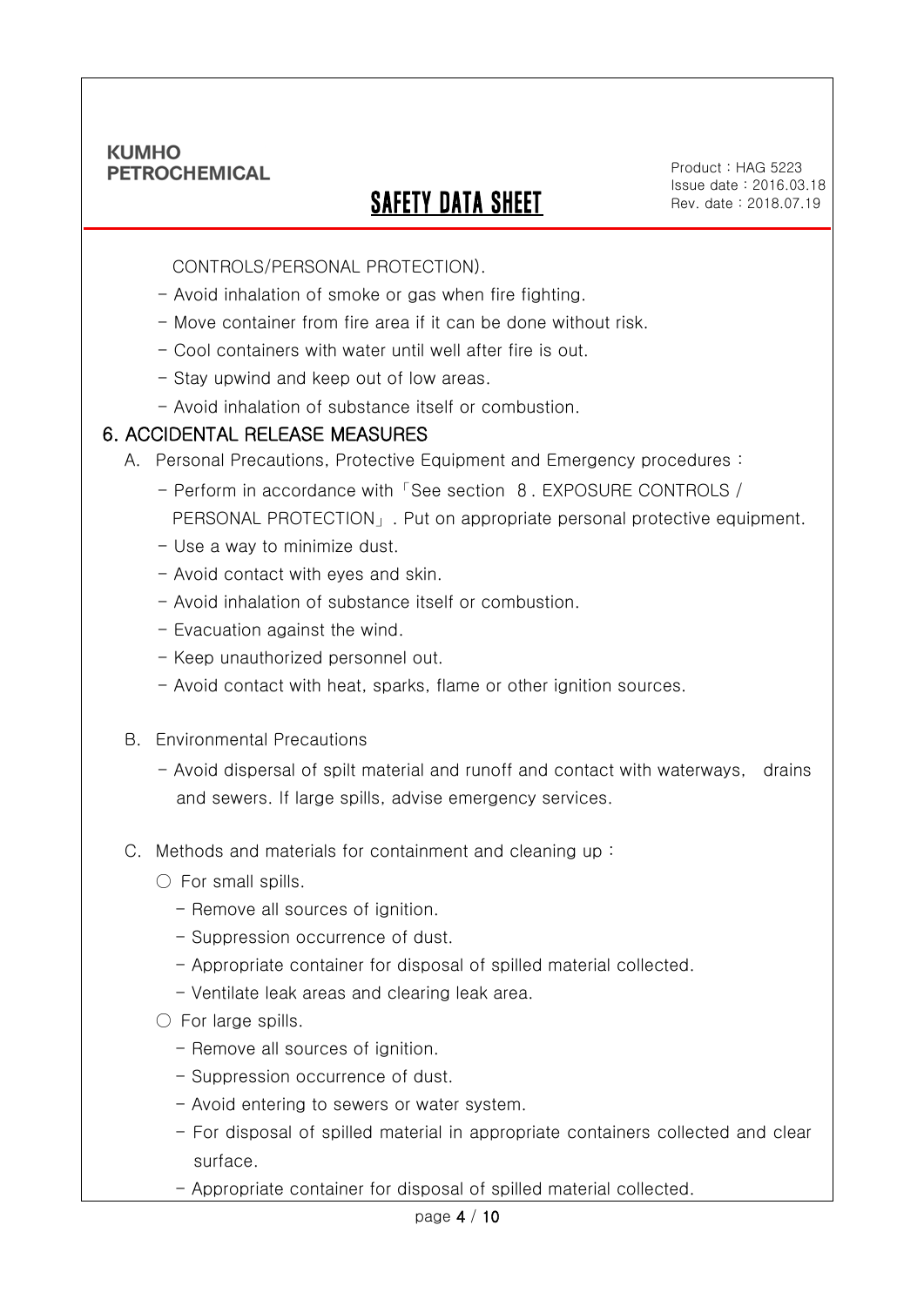CONTROLS/PERSONAL PROTECTION).

- Avoid inhalation of smoke or gas when fire fighting.
- Move container from fire area if it can be done without risk.
- Cool containers with water until well after fire is out.
- Stay upwind and keep out of low areas.
- Avoid inhalation of substance itself or combustion.

## 6. ACCIDENTAL RELEASE MEASURES

A. Personal Precautions, Protective Equipment and Emergency procedures :

- Perform in accordance with「See section 8 . EXPOSURE CONTROLS / PERSONAL PROTECTION」. Put on appropriate personal protective equipment.
- Use a way to minimize dust.
- Avoid contact with eyes and skin.
- Avoid inhalation of substance itself or combustion.
- Evacuation against the wind.
- Keep unauthorized personnel out.
- Avoid contact with heat, sparks, flame or other ignition sources.

B. Environmental Precautions

- Avoid dispersal of spilt material and runoff and contact with waterways, drains and sewers. If large spills, advise emergency services.

C. Methods and materials for containment and cleaning up :

○ For small spills.

- Remove all sources of ignition.
- Suppression occurrence of dust.
- Appropriate container for disposal of spilled material collected.
- Ventilate leak areas and clearing leak area.

○ For large spills.

- Remove all sources of ignition.
- Suppression occurrence of dust.
- Avoid entering to sewers or water system.
- For disposal of spilled material in appropriate containers collected and clear surface.
- Appropriate container for disposal of spilled material collected.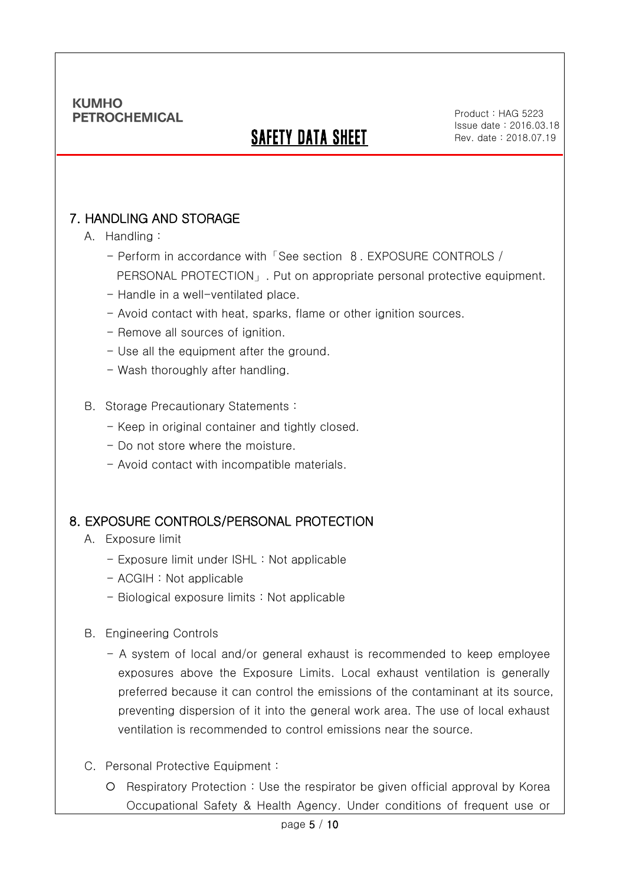## 7. HANDLING AND STORAGE

A. Handling :

- Perform in accordance with「See section 8 . EXPOSURE CONTROLS / PERSONAL PROTECTION」. Put on appropriate personal protective equipment.
- Handle in a well-ventilated place.
- Avoid contact with heat, sparks, flame or other ignition sources.
- Remove all sources of ignition.
- Use all the equipment after the ground.
- Wash thoroughly after handling.

B. Storage Precautionary Statements :

- Keep in original container and tightly closed.
- Do not store where the moisture.
- Avoid contact with incompatible materials.

## 8. EXPOSURE CONTROLS/PERSONAL PROTECTION

A. Exposure limit

- Exposure limit under ISHL : Not applicable
- ACGIH : Not applicable
- Biological exposure limits : Not applicable

B. Engineering Controls

- A system of local and/or general exhaust is recommended to keep employee exposures above the Exposure Limits. Local exhaust ventilation is generally preferred because it can control the emissions of the contaminant at its source, preventing dispersion of it into the general work area. The use of local exhaust ventilation is recommended to control emissions near the source.

C. Personal Protective Equipment :

○ Respiratory Protection : Use the respirator be given official approval by Korea Occupational Safety & Health Agency. Under conditions of frequent use or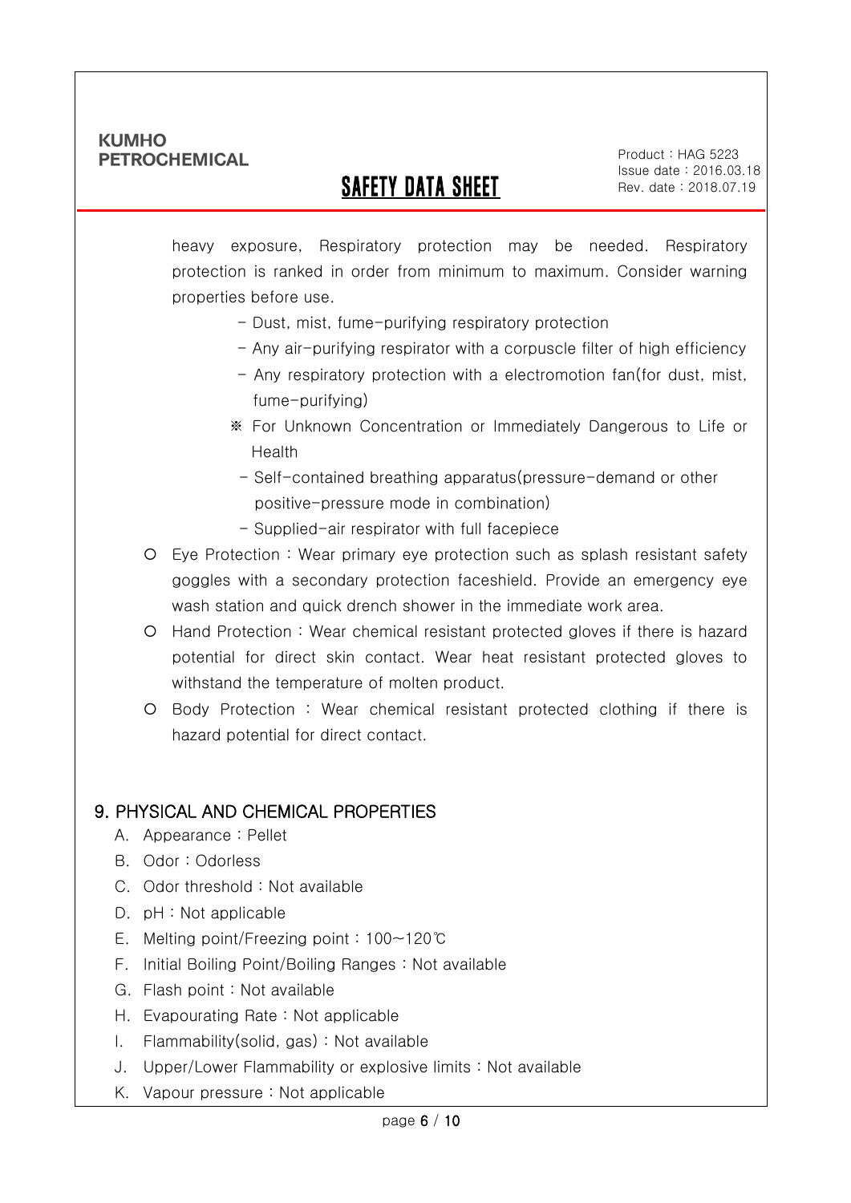heavy exposure, Respiratory protection may be needed. Respiratory protection is ranked in order from minimum to maximum. Consider warning properties before use.

- Dust, mist, fume-purifying respiratory protection
- Any air-purifying respirator with a corpuscle filter of high efficiency
- Any respiratory protection with a electromotion fan(for dust, mist, fume-purifying)

※ For Unknown Concentration or Immediately Dangerous to Life or Health

- Self-contained breathing apparatus(pressure-demand or other positive-pressure mode in combination)
- Supplied-air respirator with full facepiece

○ Eye Protection : Wear primary eye protection such as splash resistant safety goggles with a secondary protection faceshield. Provide an emergency eye wash station and quick drench shower in the immediate work area.

○ Hand Protection : Wear chemical resistant protected gloves if there is hazard potential for direct skin contact. Wear heat resistant protected gloves to withstand the temperature of molten product.

○ Body Protection : Wear chemical resistant protected clothing if there is hazard potential for direct contact.

## 9. PHYSICAL AND CHEMICAL PROPERTIES

A. Appearance : Pellet
B. Odor : Odorless
C. Odor threshold : Not available
D. pH : Not applicable
E. Melting point/Freezing point : 100~120℃
F. Initial Boiling Point/Boiling Ranges : Not available
G. Flash point : Not available
H. Evapourating Rate : Not applicable
I. Flammability(solid, gas) : Not available
J. Upper/Lower Flammability or explosive limits : Not available
K. Vapour pressure : Not applicable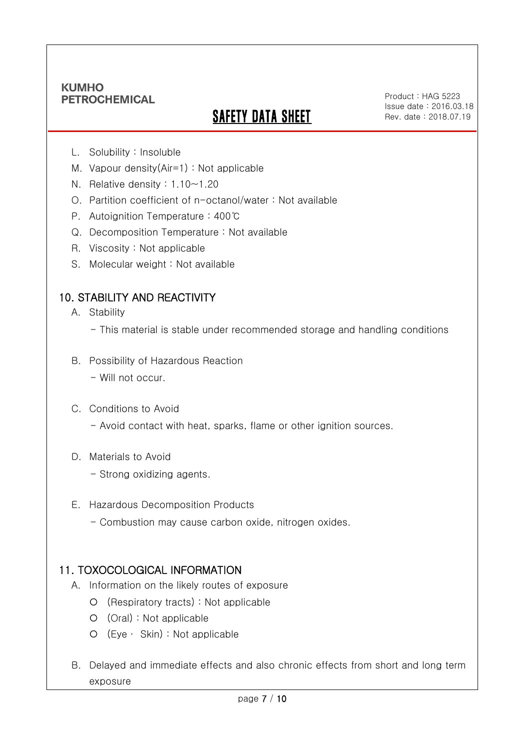L. Solubility : Insoluble

M. Vapour density(Air=1) : Not applicable

N. Relative density : 1.10~1.20

O. Partition coefficient of n-octanol/water : Not available

P. Autoignition Temperature : 400℃

Q. Decomposition Temperature : Not available

R. Viscosity : Not applicable

S. Molecular weight : Not available

## 10. STABILITY AND REACTIVITY

A. Stability

- This material is stable under recommended storage and handling conditions

B. Possibility of Hazardous Reaction

- Will not occur.

C. Conditions to Avoid

- Avoid contact with heat, sparks, flame or other ignition sources.

D. Materials to Avoid

- Strong oxidizing agents.

E. Hazardous Decomposition Products

- Combustion may cause carbon oxide, nitrogen oxides.

## 11. TOXOCOLOGICAL INFORMATION

A. Information on the likely routes of exposure

- (Respiratory tracts) : Not applicable
- (Oral) : Not applicable
- (Eye · Skin) : Not applicable

B. Delayed and immediate effects and also chronic effects from short and long term exposure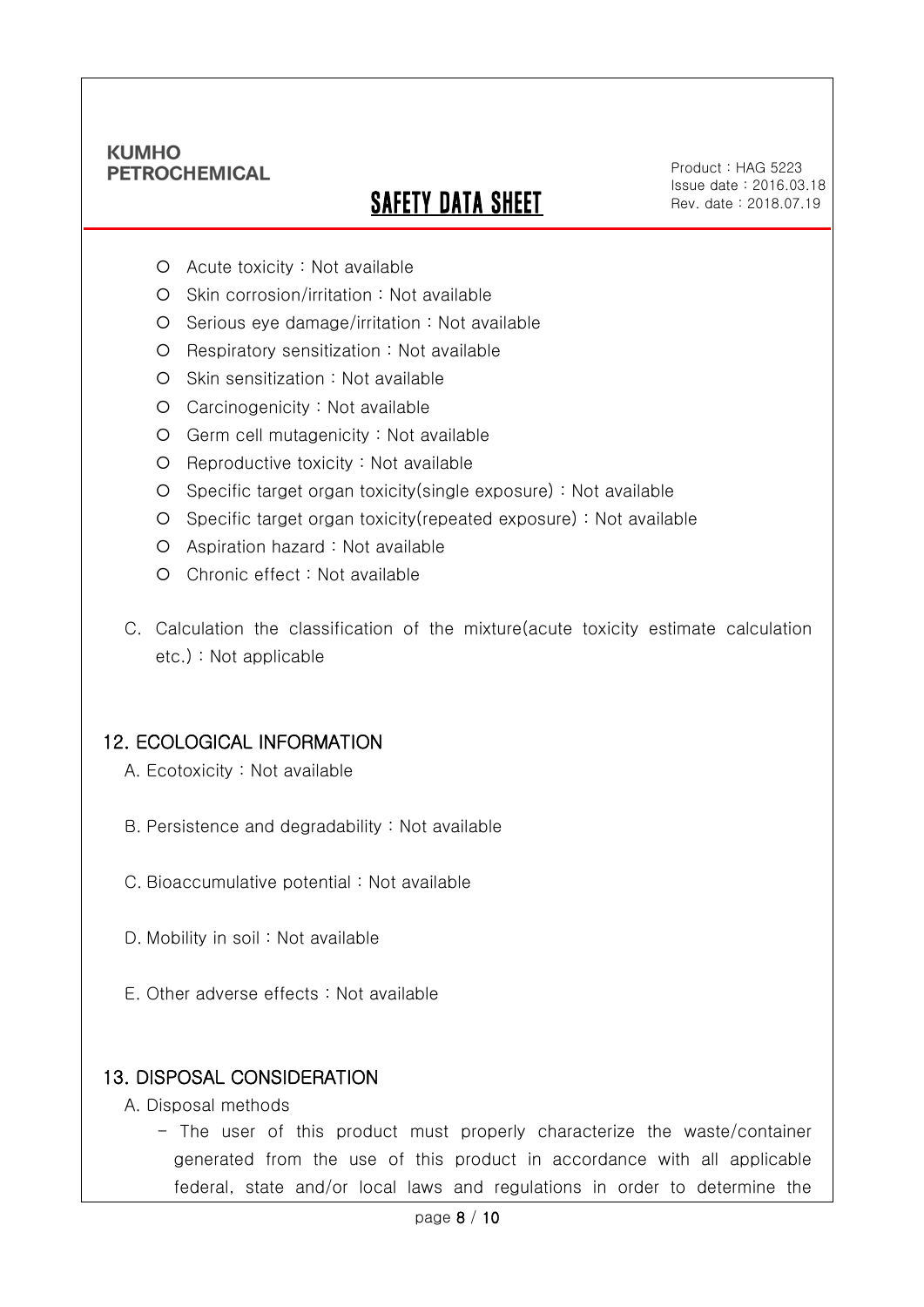- Acute toxicity : Not available
- Skin corrosion/irritation : Not available
- Serious eye damage/irritation : Not available
- Respiratory sensitization : Not available
- Skin sensitization : Not available
- Carcinogenicity : Not available
- Germ cell mutagenicity : Not available
- Reproductive toxicity : Not available
- Specific target organ toxicity(single exposure) : Not available
- Specific target organ toxicity(repeated exposure) : Not available
- Aspiration hazard : Not available
- Chronic effect : Not available

C. Calculation the classification of the mixture(acute toxicity estimate calculation etc.) : Not applicable

## 12. ECOLOGICAL INFORMATION

A. Ecotoxicity : Not available

B. Persistence and degradability : Not available

C. Bioaccumulative potential : Not available

D. Mobility in soil : Not available

E. Other adverse effects : Not available

## 13. DISPOSAL CONSIDERATION

A. Disposal methods

- The user of this product must properly characterize the waste/container generated from the use of this product in accordance with all applicable federal, state and/or local laws and regulations in order to determine the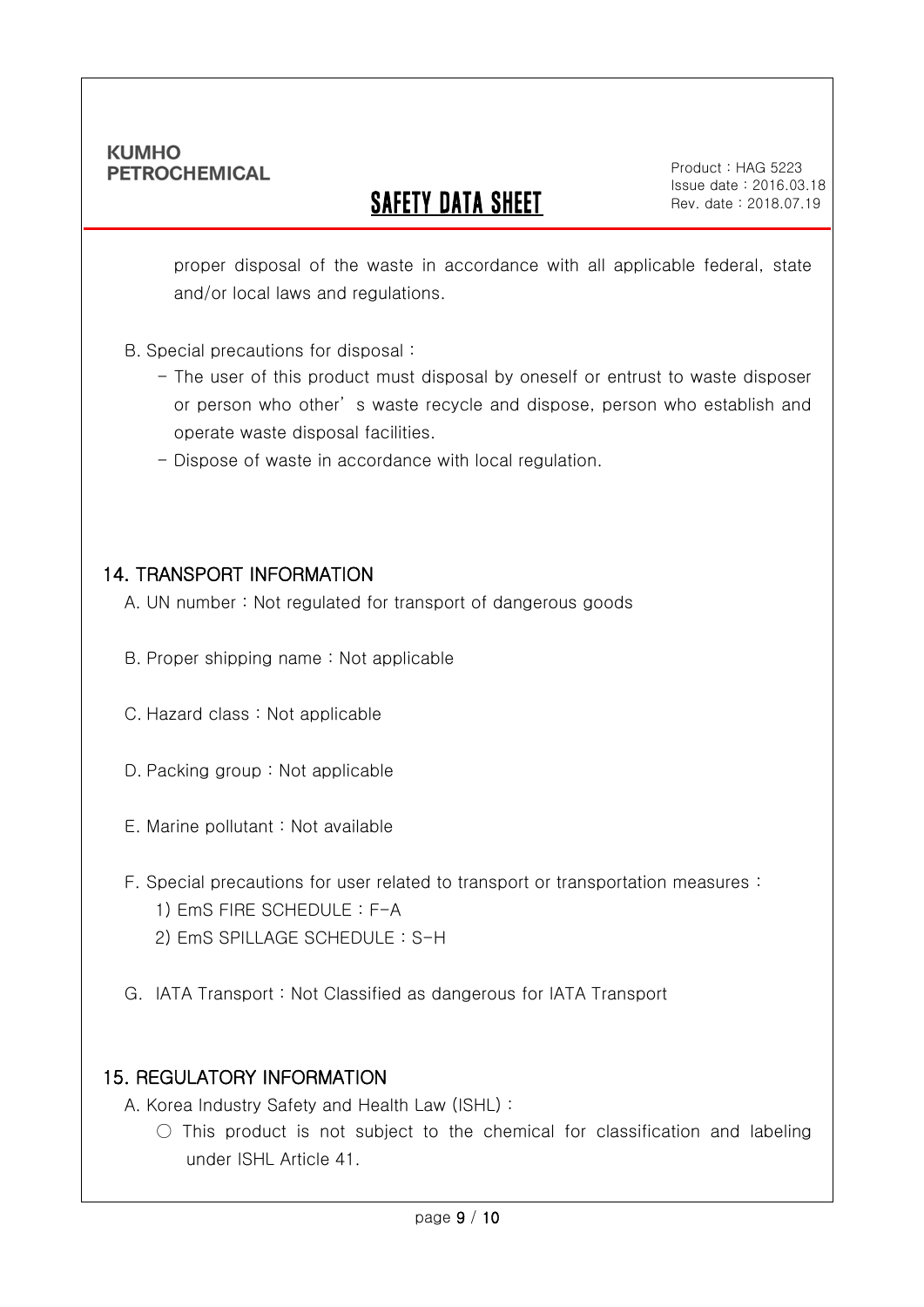proper disposal of the waste in accordance with all applicable federal, state and/or local laws and regulations.

B. Special precautions for disposal :

- The user of this product must disposal by oneself or entrust to waste disposer or person who other's waste recycle and dispose, person who establish and operate waste disposal facilities.
- Dispose of waste in accordance with local regulation.

## 14. TRANSPORT INFORMATION

A. UN number : Not regulated for transport of dangerous goods

B. Proper shipping name : Not applicable

C. Hazard class : Not applicable

D. Packing group : Not applicable

E. Marine pollutant : Not available

F. Special precautions for user related to transport or transportation measures :

1) EmS FIRE SCHEDULE : F-A
2) EmS SPILLAGE SCHEDULE : S-H

G. IATA Transport : Not Classified as dangerous for IATA Transport

## 15. REGULATORY INFORMATION

A. Korea Industry Safety and Health Law (ISHL) :

○ This product is not subject to the chemical for classification and labeling under ISHL Article 41.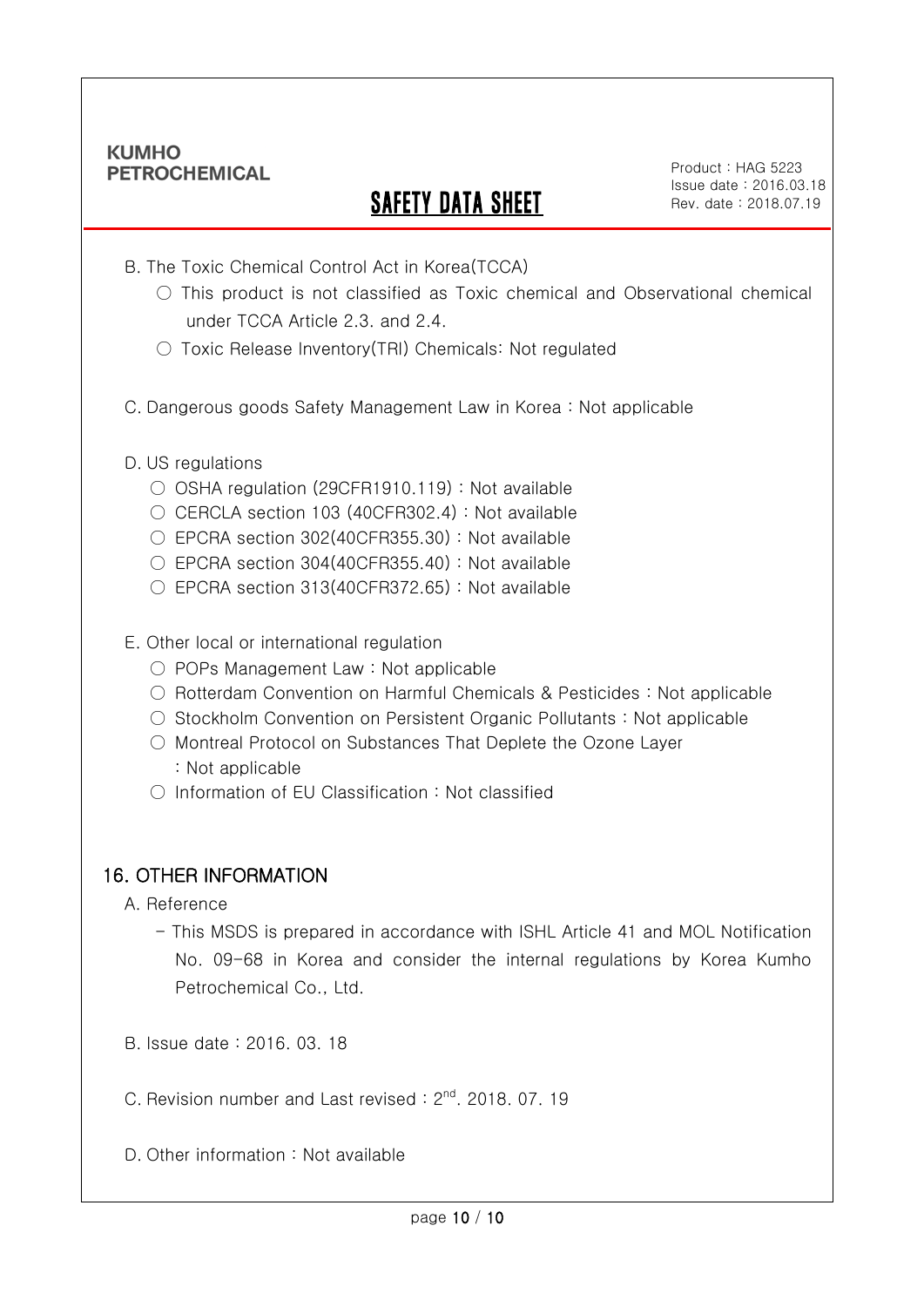B. The Toxic Chemical Control Act in Korea(TCCA)

- ○ This product is not classified as Toxic chemical and Observational chemical under TCCA Article 2.3. and 2.4.
- ○ Toxic Release Inventory(TRI) Chemicals: Not regulated

C. Dangerous goods Safety Management Law in Korea : Not applicable

D. US regulations

- ○ OSHA regulation (29CFR1910.119) : Not available
- ○ CERCLA section 103 (40CFR302.4) : Not available
- ○ EPCRA section 302(40CFR355.30) : Not available
- ○ EPCRA section 304(40CFR355.40) : Not available
- ○ EPCRA section 313(40CFR372.65) : Not available

E. Other local or international regulation

- ○ POPs Management Law : Not applicable
- ○ Rotterdam Convention on Harmful Chemicals & Pesticides : Not applicable
- ○ Stockholm Convention on Persistent Organic Pollutants : Not applicable
- ○ Montreal Protocol on Substances That Deplete the Ozone Layer : Not applicable
- ○ Information of EU Classification : Not classified

## 16. OTHER INFORMATION

A. Reference

- This MSDS is prepared in accordance with ISHL Article 41 and MOL Notification No. 09-68 in Korea and consider the internal regulations by Korea Kumho Petrochemical Co., Ltd.

B. Issue date : 2016. 03. 18

C. Revision number and Last revised : 2nd. 2018. 07. 19

D. Other information : Not available